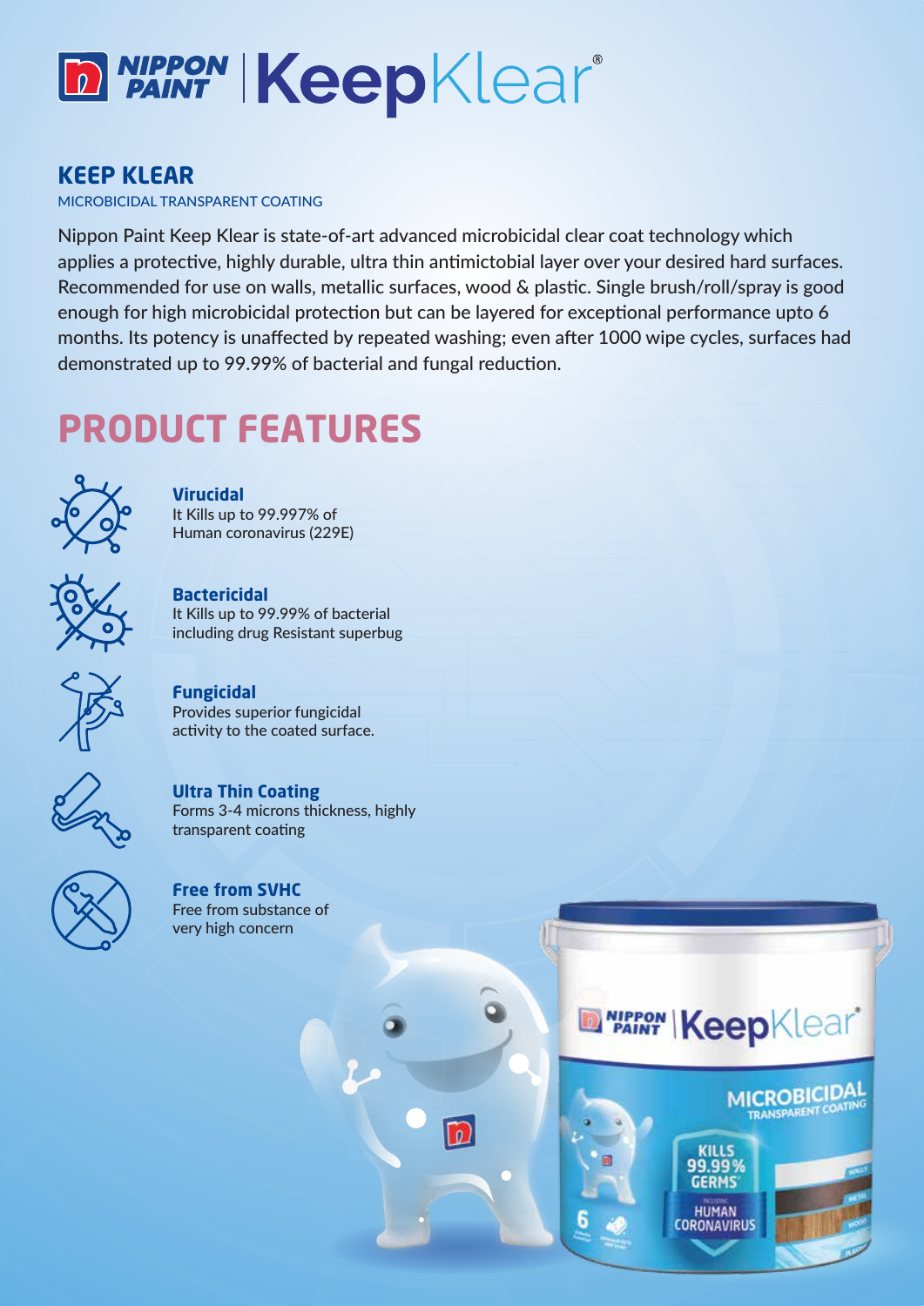# NIPPON PAINT | KeepKlear®

## KEEP KLEAR

MICROBICIDAL TRANSPARENT COATING

Nippon Paint Keep Klear is state-of-art advanced microbicidal clear coat technology which applies a protective, highly durable, ultra thin antimictobial layer over your desired hard surfaces. Recommended for use on walls, metallic surfaces, wood & plastic. Single brush/roll/spray is good enough for high microbicidal protection but can be layered for exceptional performance upto 6 months. Its potency is unaffected by repeated washing; even after 1000 wipe cycles, surfaces had demonstrated up to 99.99% of bacterial and fungal reduction.

## PRODUCT FEATURES

**Virucidal**
It Kills up to 99.997% of Human coronavirus (229E)

**Bactericidal**
It Kills up to 99.99% of bacterial including drug Resistant superbug

**Fungicidal**
Provides superior fungicidal activity to the coated surface.

**Ultra Thin Coating**
Forms 3-4 microns thickness, highly transparent coating

**Free from SVHC**
Free from substance of very high concern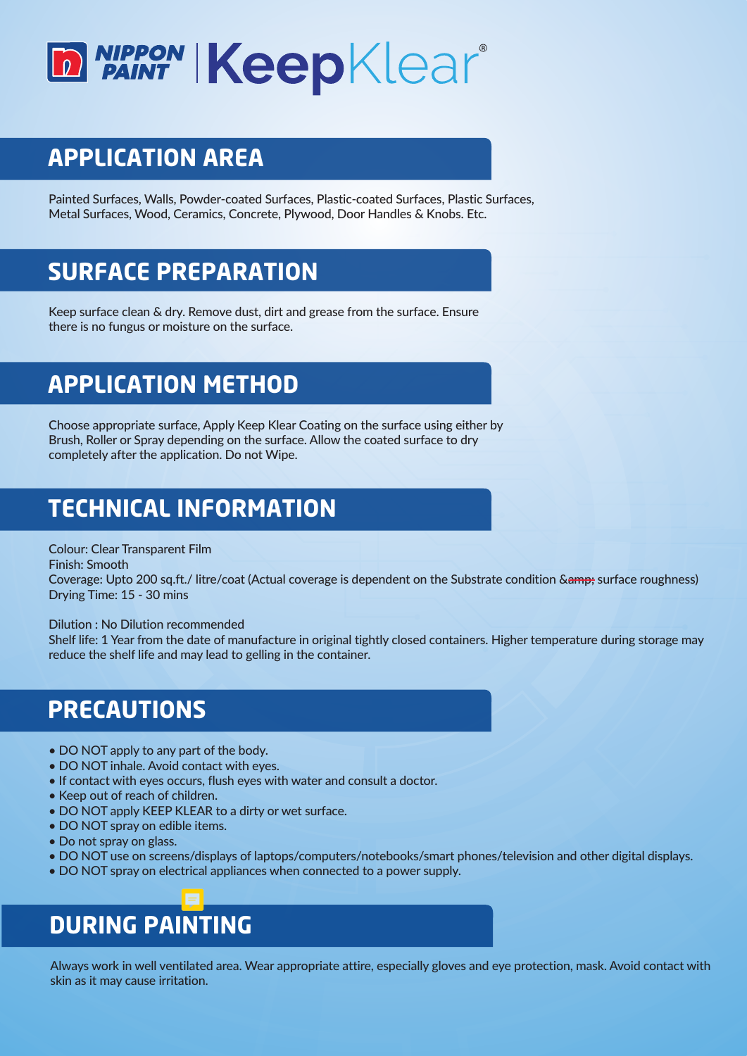# NIPPON PAINT | KeepKlear®

## APPLICATION AREA

Painted Surfaces, Walls, Powder-coated Surfaces, Plastic-coated Surfaces, Plastic Surfaces, Metal Surfaces, Wood, Ceramics, Concrete, Plywood, Door Handles & Knobs. Etc.

## SURFACE PREPARATION

Keep surface clean & dry. Remove dust, dirt and grease from the surface. Ensure there is no fungus or moisture on the surface.

## APPLICATION METHOD

Choose appropriate surface, Apply Keep Klear Coating on the surface using either by Brush, Roller or Spray depending on the surface. Allow the coated surface to dry completely after the application. Do not Wipe.

## TECHNICAL INFORMATION

Colour: Clear Transparent Film
Finish: Smooth
Coverage: Upto 200 sq.ft./ litre/coat (Actual coverage is dependent on the Substrate condition &~~amp;~~ surface roughness)
Drying Time: 15 - 30 mins

Dilution : No Dilution recommended
Shelf life: 1 Year from the date of manufacture in original tightly closed containers. Higher temperature during storage may reduce the shelf life and may lead to gelling in the container.

## PRECAUTIONS

- DO NOT apply to any part of the body.
- DO NOT inhale. Avoid contact with eyes.
- If contact with eyes occurs, flush eyes with water and consult a doctor.
- Keep out of reach of children.
- DO NOT apply KEEP KLEAR to a dirty or wet surface.
- DO NOT spray on edible items.
- Do not spray on glass.
- DO NOT use on screens/displays of laptops/computers/notebooks/smart phones/television and other digital displays.
- DO NOT spray on electrical appliances when connected to a power supply.

## DURING PAINTING

Always work in well ventilated area. Wear appropriate attire, especially gloves and eye protection, mask. Avoid contact with skin as it may cause irritation.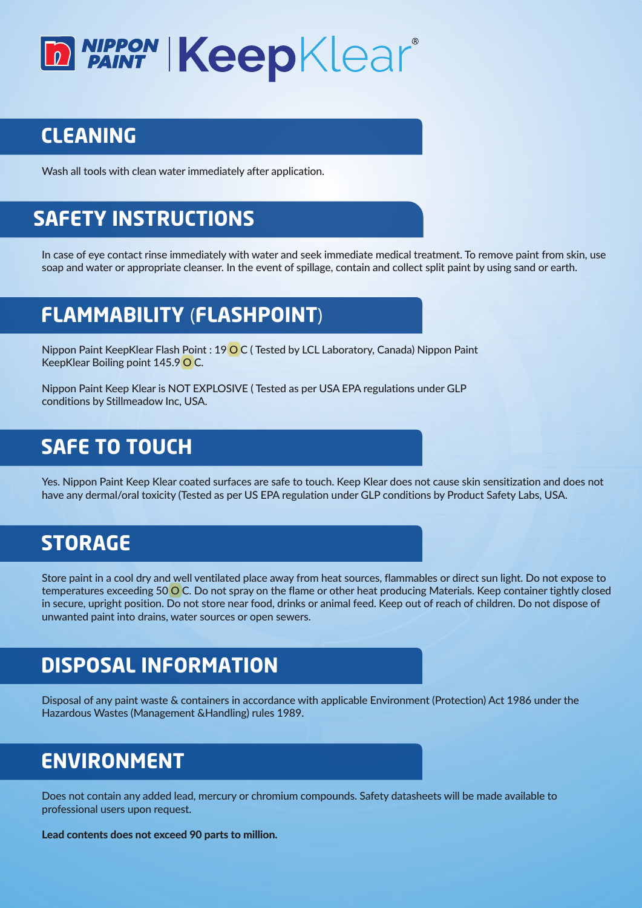# NIPPON PAINT | KeepKlear®

## CLEANING

Wash all tools with clean water immediately after application.

## SAFETY INSTRUCTIONS

In case of eye contact rinse immediately with water and seek immediate medical treatment. To remove paint from skin, use soap and water or appropriate cleanser. In the event of spillage, contain and collect split paint by using sand or earth.

## FLAMMABILITY (FLASHPOINT)

Nippon Paint KeepKlear Flash Point : 19 O C ( Tested by LCL Laboratory, Canada) Nippon Paint KeepKlear Boiling point 145.9 O C.

Nippon Paint Keep Klear is NOT EXPLOSIVE ( Tested as per USA EPA regulations under GLP conditions by Stillmeadow Inc, USA.

## SAFE TO TOUCH

Yes. Nippon Paint Keep Klear coated surfaces are safe to touch. Keep Klear does not cause skin sensitization and does not have any dermal/oral toxicity (Tested as per US EPA regulation under GLP conditions by Product Safety Labs, USA.

## STORAGE

Store paint in a cool dry and well ventilated place away from heat sources, flammables or direct sun light. Do not expose to temperatures exceeding 50 O C. Do not spray on the flame or other heat producing Materials. Keep container tightly closed in secure, upright position. Do not store near food, drinks or animal feed. Keep out of reach of children. Do not dispose of unwanted paint into drains, water sources or open sewers.

## DISPOSAL INFORMATION

Disposal of any paint waste & containers in accordance with applicable Environment (Protection) Act 1986 under the Hazardous Wastes (Management &Handling) rules 1989.

## ENVIRONMENT

Does not contain any added lead, mercury or chromium compounds. Safety datasheets will be made available to professional users upon request.

**Lead contents does not exceed 90 parts to million.**